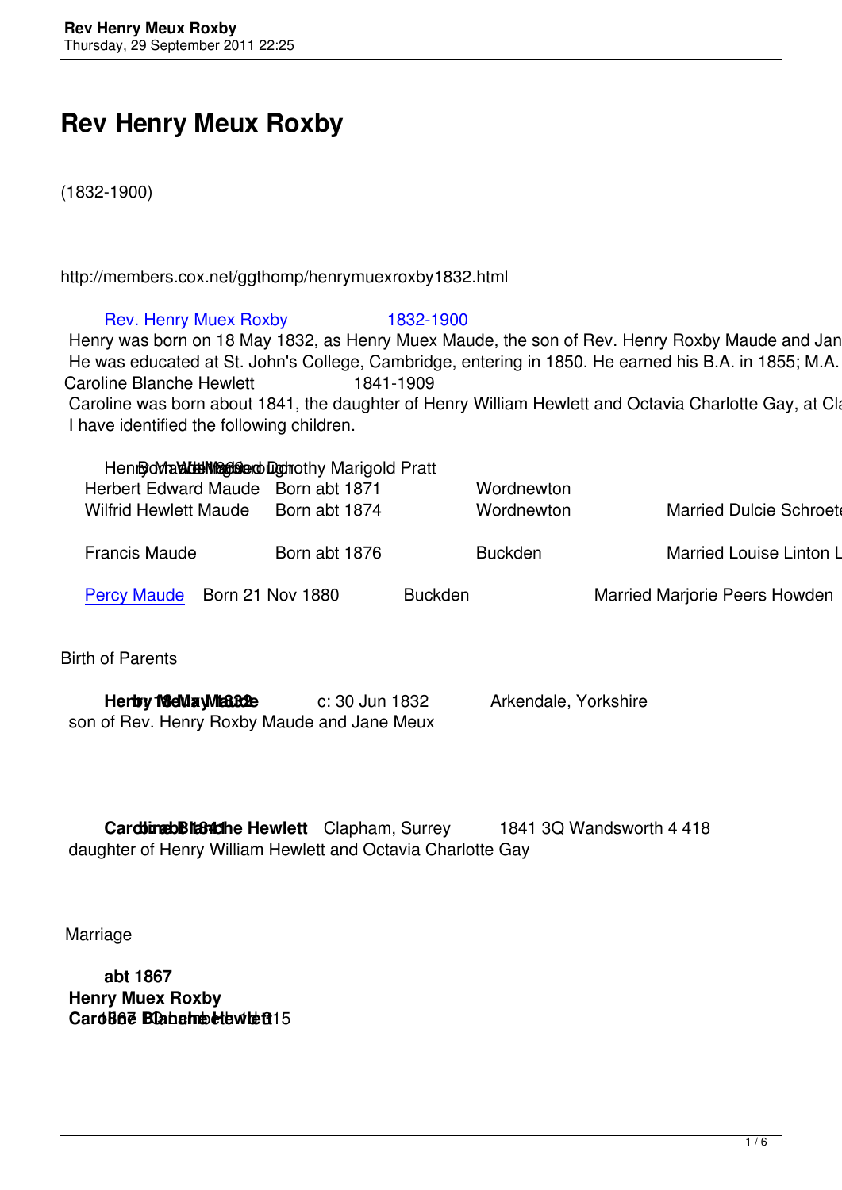# Rev Henry Meux Roxby

(1832-1900)

http://members.cox.net/ggthomp/henrymuexroxby1832.html

Rev. Henry Muex Roxby 1832-1900

Henry was born on 18 May 1832, as Henry Muex Maude, the son of Rev. Henry Roxby Maude and Jan

He was educated at St. John's College, Cambridge, entering in 1850. He earned his B.A. in 1855; M.A.

Caroline Blanche Hewlett 1841-1909

Caroline was born about 1841, the daughter of Henry William Hewlett and Octavia Charlotte Gay, at Cla

I have identified the following children.

| | | | |
|---|---|---|---|
| Henry Maude / Born abt 1869 / Wordnewton / Married Dorothy Marigold Pratt | | | |
| Herbert Edward Maude | Born abt 1871 | Wordnewton | |
| Wilfrid Hewlett Maude | Born abt 1874 | Wordnewton | Married Dulcie Schroete |
| Francis Maude | Born abt 1876 | Buckden | Married Louise Linton L |
| Percy Maude | Born 21 Nov 1880 | Buckden | Married Marjorie Peers Howden |

Birth of Parents

**Henry Meux Maude** b: 18 May 1832 c: 30 Jun 1832 Arkendale, Yorkshire

son of Rev. Henry Roxby Maude and Jane Meux

**Caroline Blanche Hewlett** born abt 1841 Clapham, Surrey 1841 3Q Wandsworth 4 418

daughter of Henry William Hewlett and Octavia Charlotte Gay

Marriage

**abt 1867**

**Henry Muex Roxby**

**Caroline Blanche Hewlett** 1867 BQ ... 15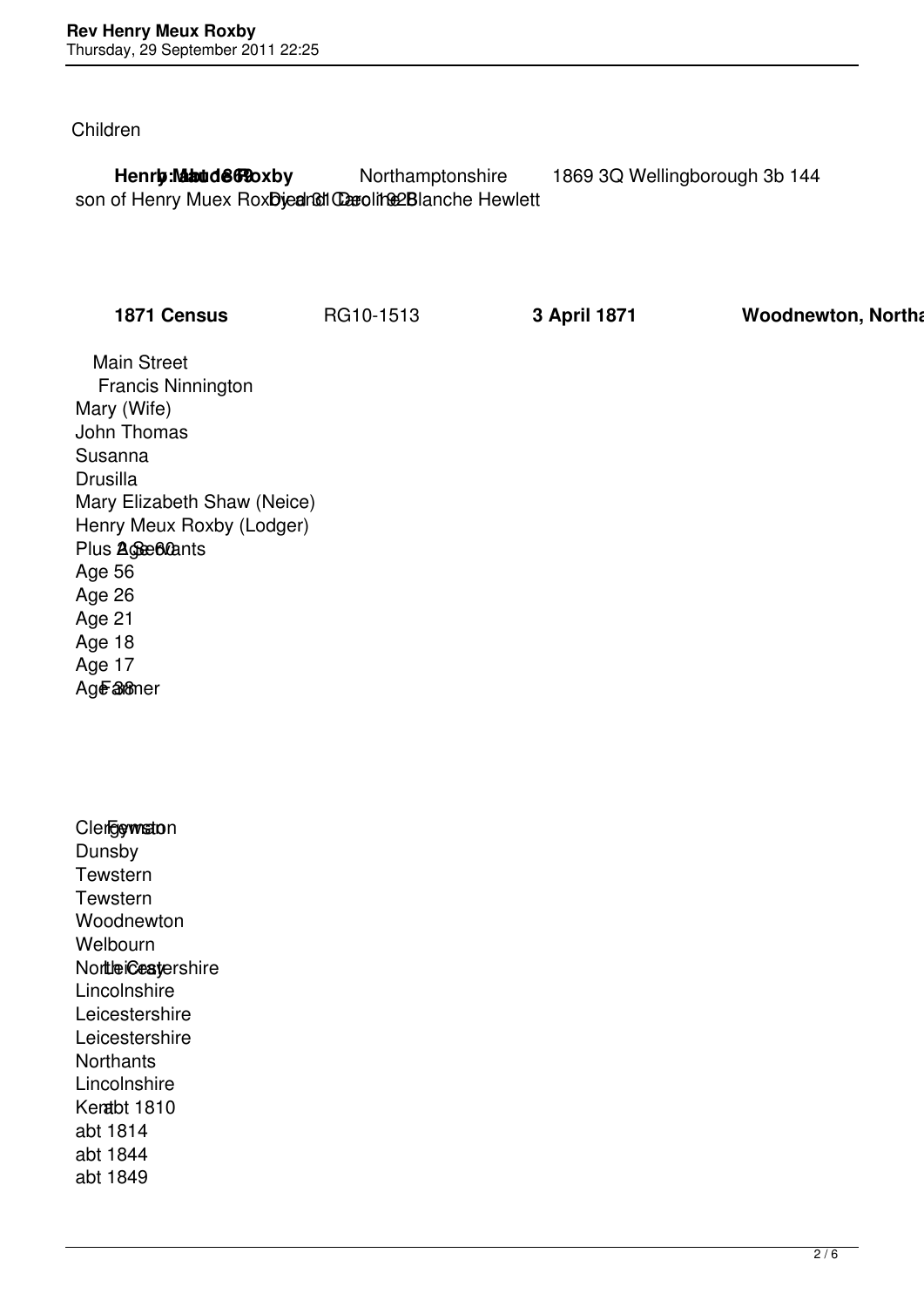Children

**Henry Maude Roxby** b: abt 1869 Northamptonshire 1869 3Q Wellingborough 3b 144

son of Henry Muex Roxby and Caroline Blanche Hewlett

Died 31 Oct 1928

| **1871 Census** | RG10-1513 | **3 April 1871** | **Woodnewton, Northa** |
|---|---|---|---|

Main Street

| Name | Age | Occupation | Birthplace | County | Born |
|---|---|---|---|---|---|
| Francis Ninnington | Age 60 | Farmer | Fewston | North Cray | |
| Mary (Wife) | Age 56 | | Dunsby | Lincolnshire | |
| John Thomas | Age 26 | | Tewstern | Leicestershire | |
| Susanna | Age 21 | | Tewstern | Leicestershire | |
| Drusilla | Age 18 | | Woodnewton | Northants | |
| Mary Elizabeth Shaw (Neice) | Age 17 | | Welbourn | Lincolnshire | |
| Henry Meux Roxby (Lodger) | Age 38 | Clergyman | | Leicestershire | |
| Plus 2 Servants | | | | Kent | |

abt 1810
abt 1814
abt 1844
abt 1849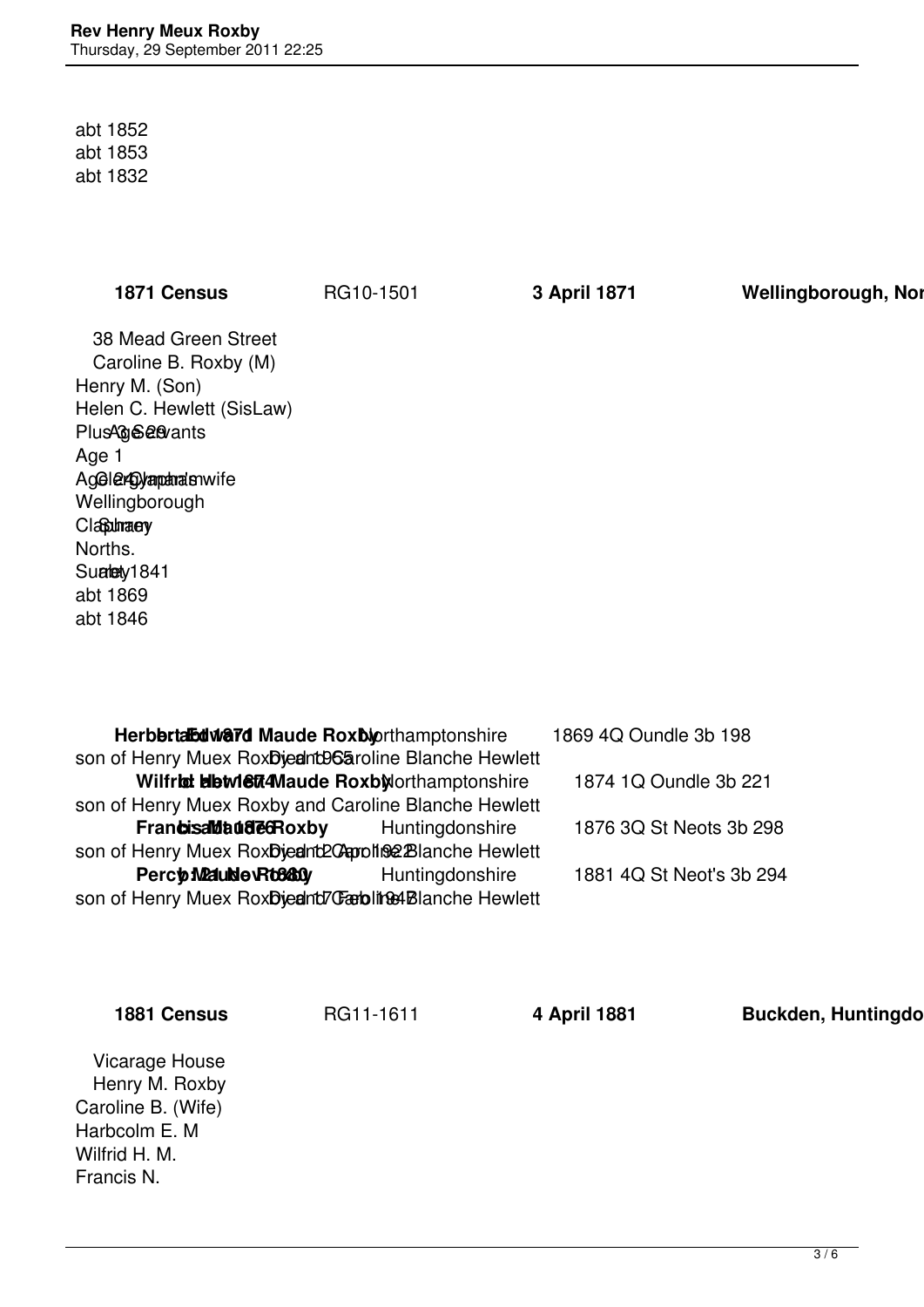abt 1852
abt 1853
abt 1832

| **1871 Census** | RG10-1501 | **3 April 1871** | **Wellingborough, Nor** |
|---|---|---|---|

38 Mead Green Street
Caroline B. Roxby (M)
Henry M. (Son)
Helen C. Hewlett (SisLaw)
Plus 3 Servants
Age 29
Age 1
Age 24
Clergyman's wife
Wellingborough
Clapham
Surrey
Norths.
Surrey
abt 1841
abt 1869
abt 1846

| | | |
|---|---|---|
| **Herbert Edward Maude Roxby** b. abt 1871 | Northamptonshire | 1869 4Q Oundle 3b 198 |
| son of Henry Muex Roxby and Caroline Blanche Hewlett, Died 1965 | | |
| **Wilfrid Hewlett Maude Roxby** b. abt 1874 | Northamptonshire | 1874 1Q Oundle 3b 221 |
| son of Henry Muex Roxby and Caroline Blanche Hewlett | | |
| **Francis Maude Roxby** b. abt 1876 | Huntingdonshire | 1876 3Q St Neots 3b 298 |
| son of Henry Muex Roxby and Caroline Blanche Hewlett, Died 12 Apr 1922 | | |
| **Percy Maude Roxby** b. 21 Nov 1880 | Huntingdonshire | 1881 4Q St Neot's 3b 294 |
| son of Henry Muex Roxby and Caroline Blanche Hewlett, Died 17 Feb 1947 | | |

| **1881 Census** | RG11-1611 | **4 April 1881** | **Buckden, Huntingdo** |
|---|---|---|---|

Vicarage House
Henry M. Roxby
Caroline B. (Wife)
Harbcolm E. M
Wilfrid H. M.
Francis N.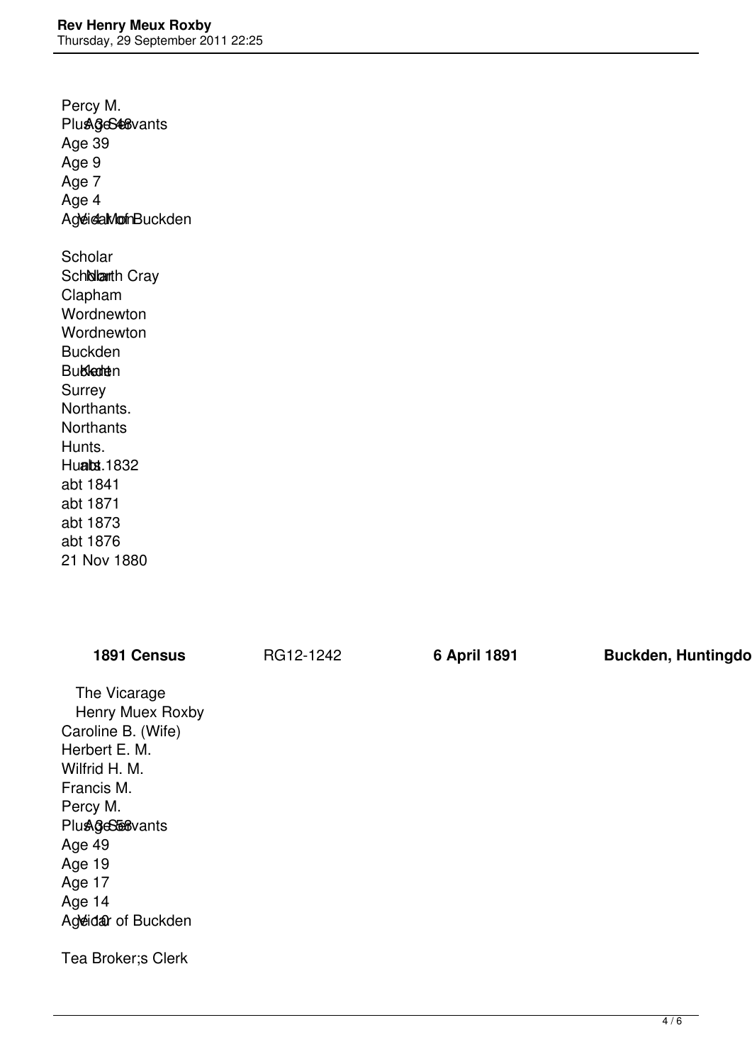Percy M.
Plus 3 Servants
Age 48
Age 39
Age 9
Age 7
Age 4
Age 4 Vicar of Buckden
Month

Scholar
Scholar
North Cray
Clapham
Wordnewton
Wordnewton
Buckden
Buckden
Kent
Surrey
Northants.
Northants
Hunts.
Hunts.
abt.1832
abt 1841
abt 1871
abt 1873
abt 1876
21 Nov 1880

| **1891 Census** | RG12-1242 | **6 April 1891** | **Buckden, Huntingdo** |
| --- | --- | --- | --- |

The Vicarage
Henry Muex Roxby
Caroline B. (Wife)
Herbert E. M.
Wilfrid H. M.
Francis M.
Percy M.
Plus 3 Servants
Age 58
Age 49
Age 19
Age 17
Age 14
Age 10 Vicar of Buckden

Tea Broker;s Clerk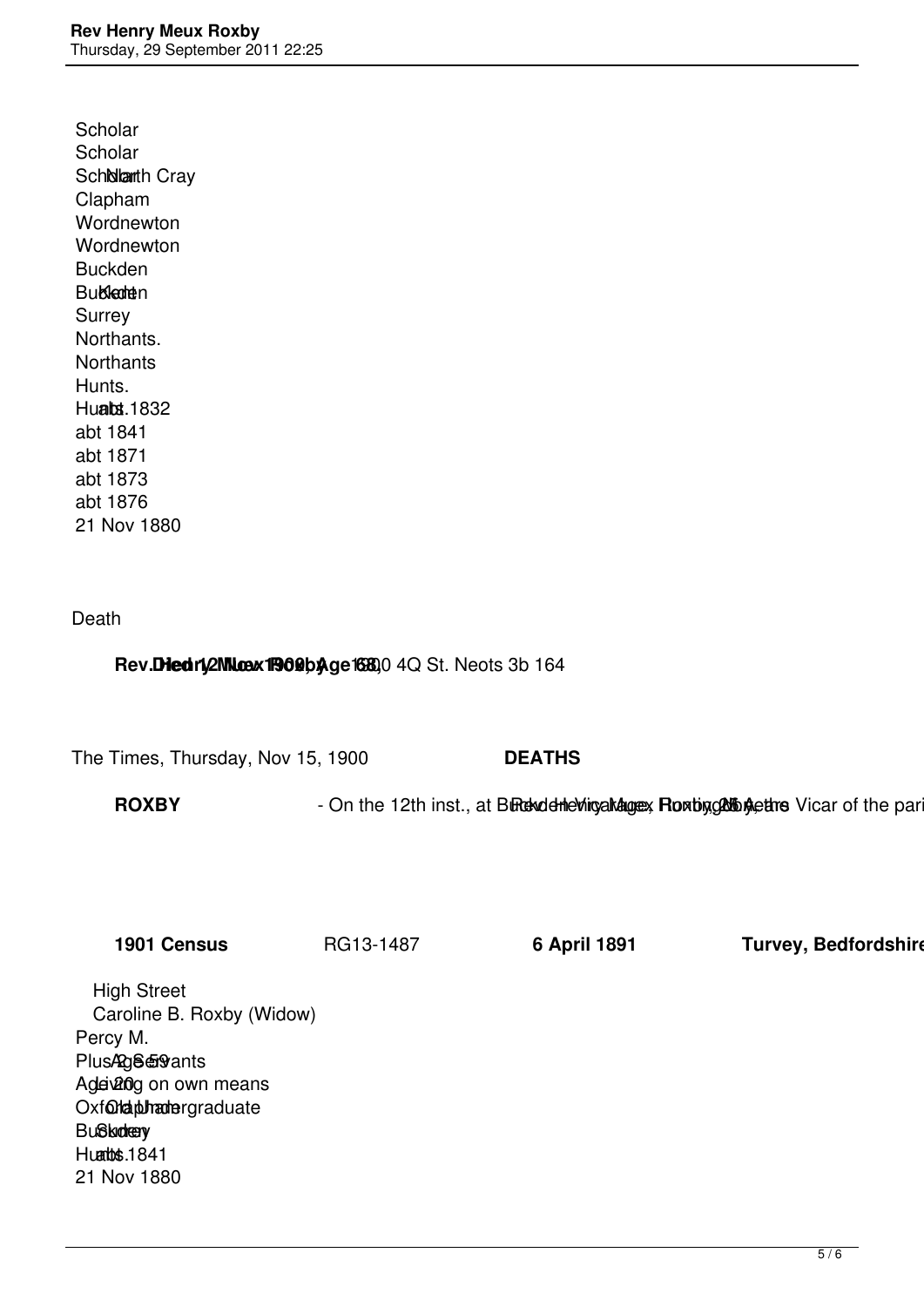Scholar
Scholar
ScholarNorth Cray
Clapham
Wordnewton
Wordnewton
Buckden
BuckdenKent
Surrey
Northants.
Northants
Hunts.
Hunts.abt 1832
abt 1841
abt 1871
abt 1873
abt 1876
21 Nov 1880

Death

**Rev. Henry Meux Roxby** Died 12 Nov 1900, Age 68, 1900 4Q St. Neots 3b 164

The Times, Thursday, Nov 15, 1900 **DEATHS**

**ROXBY** - On the 12th inst., at Buckden Vicarage, Rev. Henry Meux Roxby, 26 years Vicar of the pari

**1901 Census** RG13-1487 **6 April 1891** **Turvey, Bedfordshire**

High Street
Caroline B. Roxby (Widow)
Percy M.
Plus 2 Servants Age 59
Age 20 Living on own means
Oxford Undergraduate Clapham
Buckden Surrey
Hunts. abt 1841
21 Nov 1880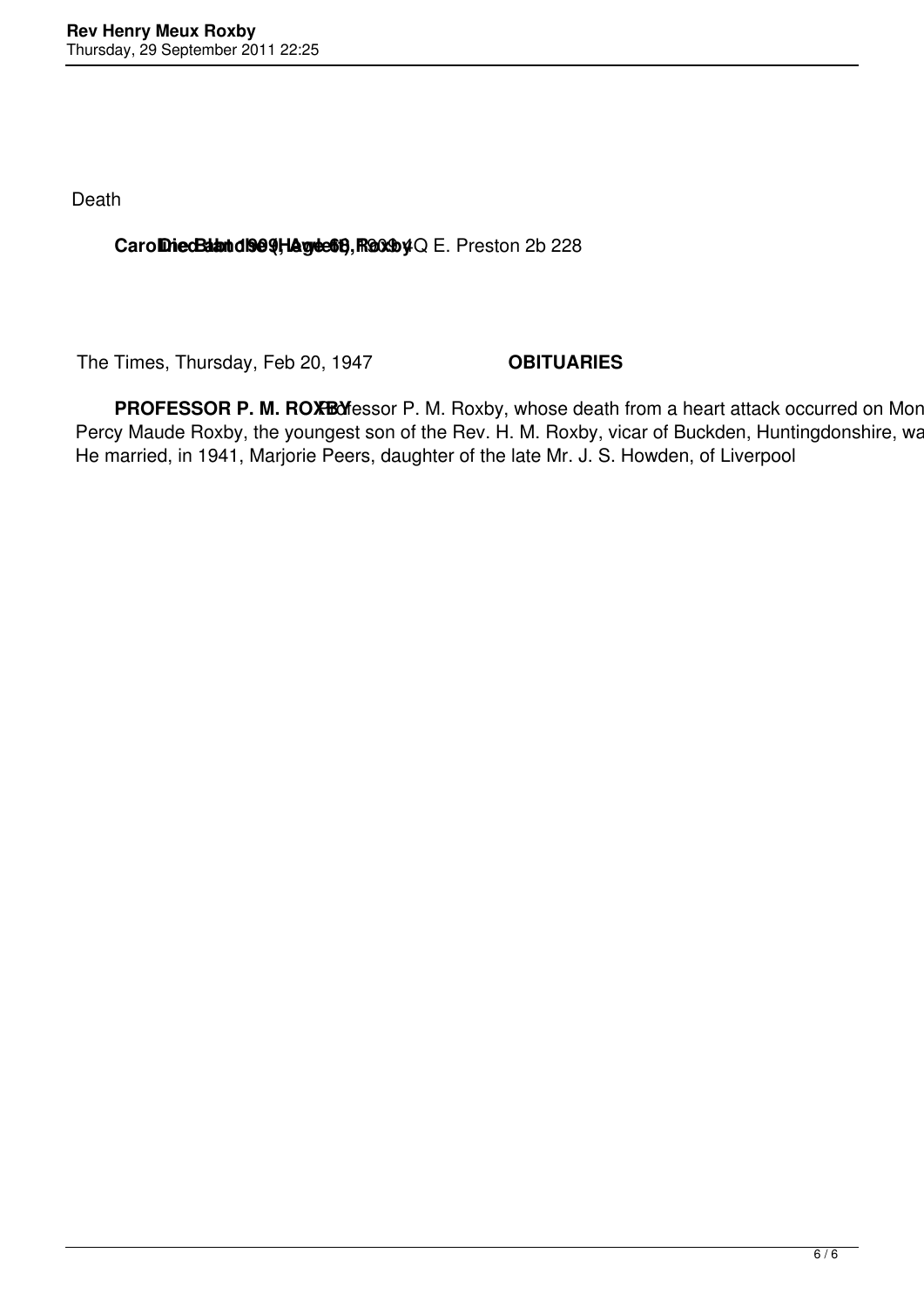Death

**Caroline Blanche Hayles Roxby** Died at 1909, Age 68, 1909 4Q E. Preston 2b 228

The Times, Thursday, Feb 20, 1947 **OBITUARIES**

**PROFESSOR P. M. ROXBY** Professor P. M. Roxby, whose death from a heart attack occurred on Mon

Percy Maude Roxby, the youngest son of the Rev. H. M. Roxby, vicar of Buckden, Huntingdonshire, wa

He married, in 1941, Marjorie Peers, daughter of the late Mr. J. S. Howden, of Liverpool